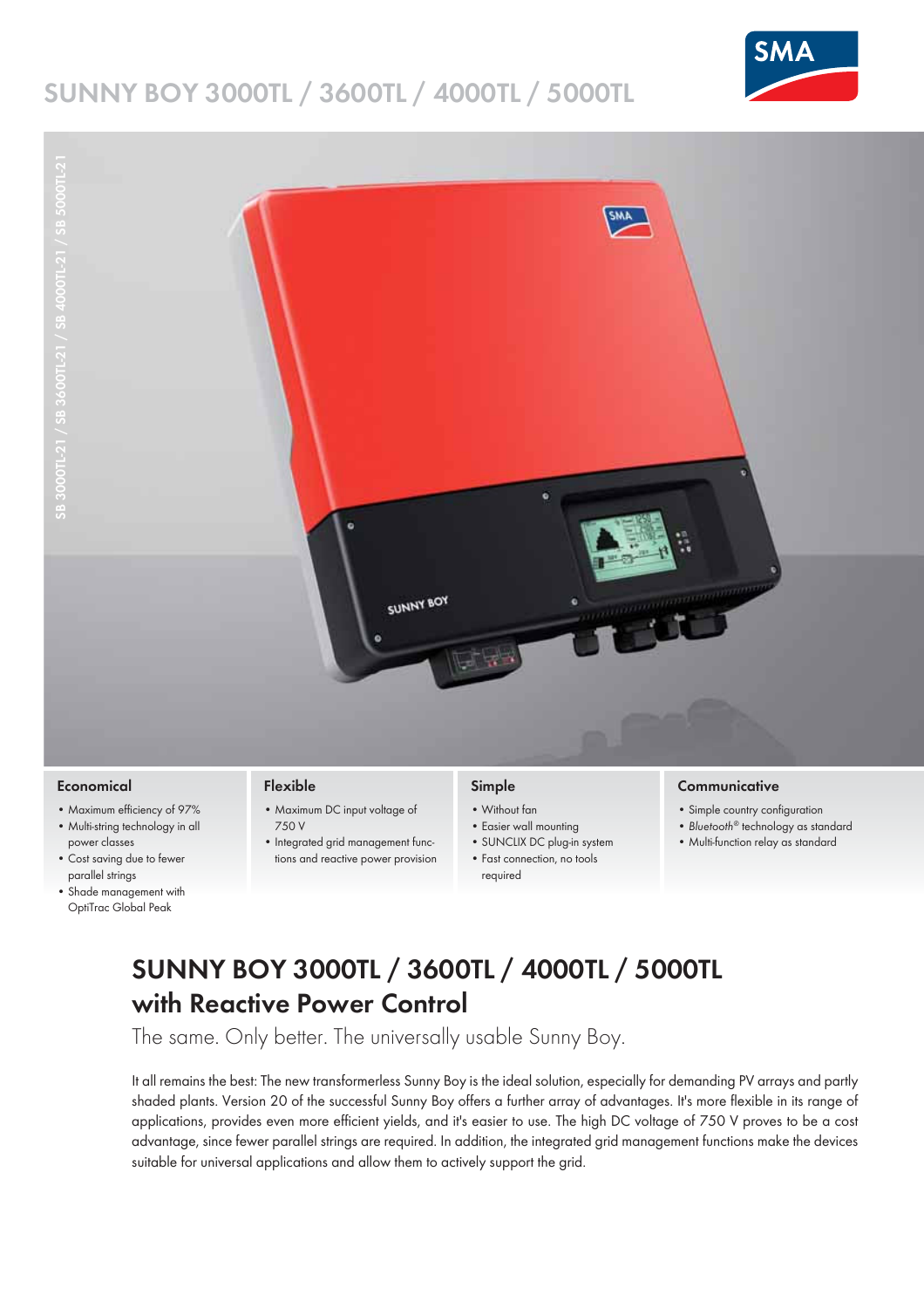# SUNNY BOY 3000TL / 3600TL / 4000TL / 5000TL

SB 3000TL-21 / SB 3600TL-21 / SB 4000TL-21 / SB 5000TL-21

### Economical

- Maximum efficiency of 97%
- Multi-string technology in all power classes
- Cost saving due to fewer parallel strings
- Shade management with OptiTrac Global Peak

### Flexible

- Maximum DC input voltage of 750 V
- Integrated grid management functions and reactive power provision

### Simple

- Without fan
- Easier wall mounting
- SUNCLIX DC plug-in system
- Fast connection, no tools required

### Communicative

- Simple country configuration
- *Bluetooth*® technology as standard
- Multi-function relay as standard

## SUNNY BOY 3000TL / 3600TL / 4000TL / 5000TL with Reactive Power Control

The same. Only better. The universally usable Sunny Boy.

It all remains the best: The new transformerless Sunny Boy is the ideal solution, especially for demanding PV arrays and partly shaded plants. Version 20 of the successful Sunny Boy offers a further array of advantages. It's more flexible in its range of applications, provides even more efficient yields, and it's easier to use. The high DC voltage of 750 V proves to be a cost advantage, since fewer parallel strings are required. In addition, the integrated grid management functions make the devices suitable for universal applications and allow them to actively support the grid.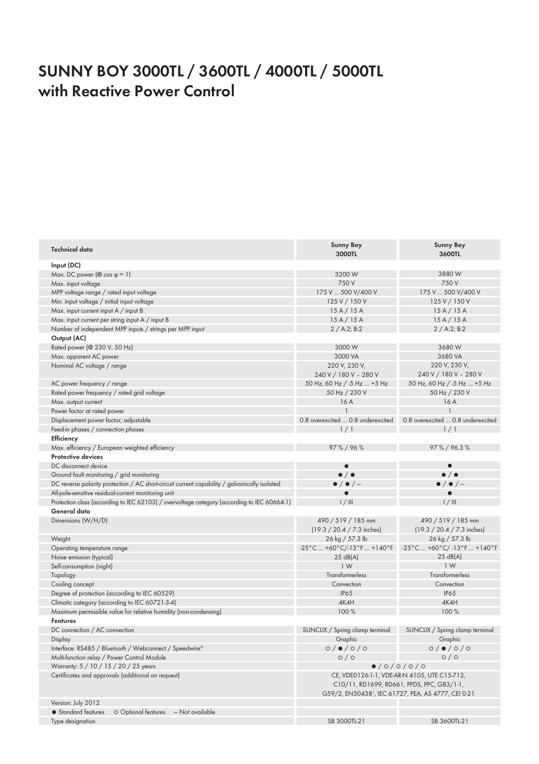# SUNNY BOY 3000TL / 3600TL / 4000TL / 5000TL with Reactive Power Control

| Technical data | Sunny Boy 3000TL | Sunny Boy 3600TL |
|---|---|---|
| **Input (DC)** | | |
| Max. DC power (@ cos φ = 1) | 3200 W | 3880 W |
| Max. input voltage | 750 V | 750 V |
| MPP voltage range / rated input voltage | 175 V ... 500 V/400 V | 175 V ... 500 V/400 V |
| Min. input voltage / initial input voltage | 125 V / 150 V | 125 V / 150 V |
| Max. input current input A / input B | 15 A / 15 A | 15 A / 15 A |
| Max. input current per string input A / input B | 15 A / 15 A | 15 A / 15 A |
| Number of independent MPP inputs / strings per MPP input | 2 / A:2; B:2 | 2 / A:2; B:2 |
| **Output (AC)** | | |
| Rated power (@ 230 V, 50 Hz) | 3000 W | 3680 W |
| Max. apparent AC power | 3000 VA | 3680 VA |
| Nominal AC voltage / range | 220 V, 230 V, 240 V / 180 V – 280 V | 220 V, 230 V, 240 V / 180 V – 280 V |
| AC power frequency / range | 50 Hz, 60 Hz / -5 Hz ... +5 Hz | 50 Hz, 60 Hz / -5 Hz ... +5 Hz |
| Rated power frequency / rated grid voltage | 50 Hz / 230 V | 50 Hz / 230 V |
| Max. output current | 16 A | 16 A |
| Power factor at rated power | 1 | 1 |
| Displacement power factor, adjustable | 0.8 overexcited ... 0.8 underexcited | 0.8 overexcited ... 0.8 underexcited |
| Feed-in phases / connection phases | 1 / 1 | 1 / 1 |
| **Efficiency** | | |
| Max. efficiency / European weighted efficiency | 97 % / 96 % | 97 % / 96.3 % |
| **Protective devices** | | |
| DC disconnect device | ● | ● |
| Ground fault monitoring / grid monitoring | ● / ● | ● / ● |
| DC reverse polarity protection / AC short-circuit current capability / galvanically isolated | ● / ● / – | ● / ● / – |
| All-pole-sensitive residual-current monitoring unit | ● | ● |
| Protection class (according to IEC 62103) / overvoltage category (according to IEC 60664-1) | I / III | I / III |
| **General data** | | |
| Dimensions (W/H/D) | 490 / 519 / 185 mm (19.3 / 20.4 / 7.3 inches) | 490 / 519 / 185 mm (19.3 / 20.4 / 7.3 inches) |
| Weight | 26 kg / 57.3 lb | 26 kg / 57.3 lb |
| Operating temperature range | -25°C ... +60°C/-13°F ... +140°F | -25°C ... +60°C/-13°F ... +140°F |
| Noise emission (typical) | 25 dB(A) | 25 dB(A) |
| Self-consumption (night) | 1 W | 1 W |
| Topology | Transformerless | Transformerless |
| Cooling concept | Convection | Convection |
| Degree of protection (according to IEC 60529) | IP65 | IP65 |
| Climatic category (according to IEC 60721-3-4) | 4K4H | 4K4H |
| Maximum permissible value for relative humidity (non-condensing) | 100 % | 100 % |
| **Features** | | |
| DC connection / AC connection | SUNCLIX / Spring clamp terminal | SUNCLIX / Spring clamp terminal |
| Display | Graphic | Graphic |
| Interface: RS485 / *Bluetooth* / Webconnect / Speedwire[4] | ○ / ● / ○ / ○ | ○ / ● / ○ / ○ |
| Multi-function relay / Power Control Module | ○ / ○ | ○ / ○ |
| Warranty: 5 / 10 / 15 / 20 / 25 years | ● / ○ / ○ / ○ / ○ | |
| Certificates and approvals (additional on request) | CE, VDE0126-1-1, VDE-AR-N 4105, UTE C15-712, C10/11, RD1699, RD661, PPDS, PPC, G83/1-1, G59/2, EN50438[1], IEC 61727, PEA, AS 4777, CEI 0-21 | |
| Version: July 2012 | | |
| ● Standard features ○ Optional features – Not available | | |
| Type designation | SB 3000TL-21 | SB 3600TL-21 |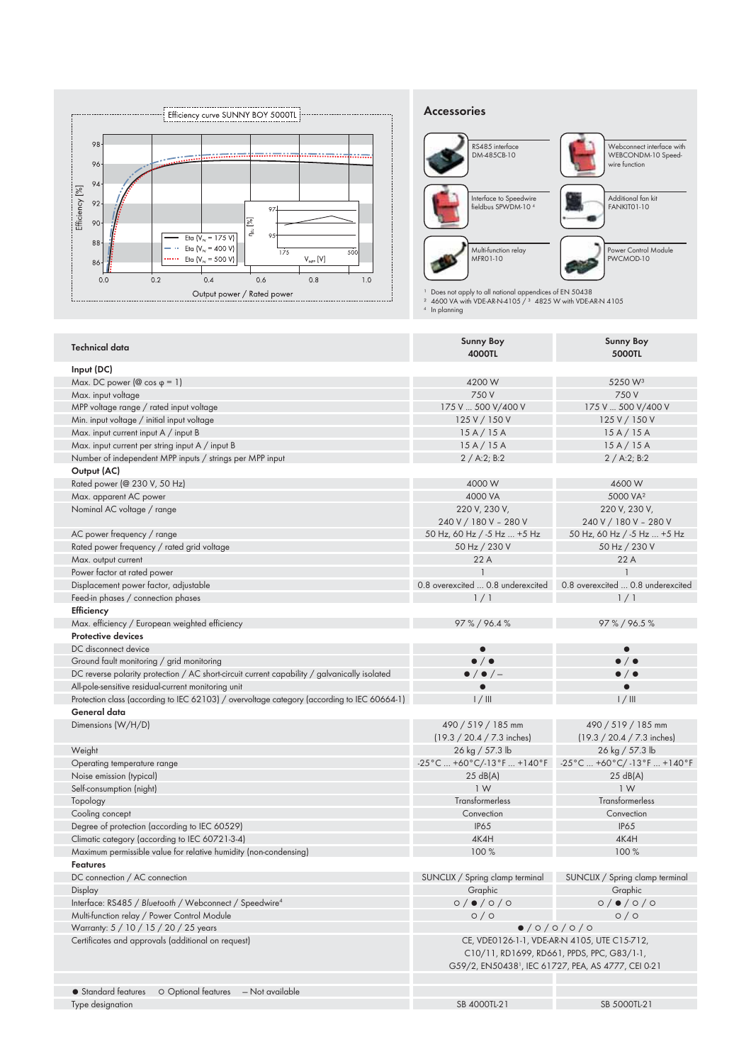Efficiency curve SUNNY BOY 5000TL

Efficiency [%] vs. Output power / Rated power

- Eta ($V_{N}$ = 175 V)
- Eta ($V_{N}$ = 400 V)
- Eta ($V_{N}$ = 500 V)

## Accessories

- RS485 interface DM-485CB-10
- Webconnect interface with WEBCONDM-10 Speedwire function
- Interface to Speedwire fieldbus SPWDM-10 [4]
- Additional fan kit FANKIT01-10
- Multi-function relay MFR01-10
- Power Control Module PWCMOD-10

[1] Does not apply to all national appendices of EN 50438
[2] 4600 VA with VDE-AR-N 4105 / [3] 4825 W with VDE-AR-N 4105
[4] In planning

| Technical data | Sunny Boy 4000TL | Sunny Boy 5000TL |
|---|---|---|
| **Input (DC)** | | |
| Max. DC power (@ cos φ = 1) | 4200 W | 5250 W[3] |
| Max. input voltage | 750 V | 750 V |
| MPP voltage range / rated input voltage | 175 V ... 500 V/400 V | 175 V ... 500 V/400 V |
| Min. input voltage / initial input voltage | 125 V / 150 V | 125 V / 150 V |
| Max. input current input A / input B | 15 A / 15 A | 15 A / 15 A |
| Max. input current per string input A / input B | 15 A / 15 A | 15 A / 15 A |
| Number of independent MPP inputs / strings per MPP input | 2 / A:2; B:2 | 2 / A:2; B:2 |
| **Output (AC)** | | |
| Rated power (@ 230 V, 50 Hz) | 4000 W | 4600 W |
| Max. apparent AC power | 4000 VA | 5000 VA[2] |
| Nominal AC voltage / range | 220 V, 230 V, 240 V / 180 V – 280 V | 220 V, 230 V, 240 V / 180 V – 280 V |
| AC power frequency / range | 50 Hz, 60 Hz / -5 Hz ... +5 Hz | 50 Hz, 60 Hz / -5 Hz ... +5 Hz |
| Rated power frequency / rated grid voltage | 50 Hz / 230 V | 50 Hz / 230 V |
| Max. output current | 22 A | 22 A |
| Power factor at rated power | 1 | 1 |
| Displacement power factor, adjustable | 0.8 overexcited ... 0.8 underexcited | 0.8 overexcited ... 0.8 underexcited |
| Feed-in phases / connection phases | 1 / 1 | 1 / 1 |
| **Efficiency** | | |
| Max. efficiency / European weighted efficiency | 97 % / 96.4 % | 97 % / 96.5 % |
| **Protective devices** | | |
| DC disconnect device | ● | ● |
| Ground fault monitoring / grid monitoring | ● / ● | ● / ● |
| DC reverse polarity protection / AC short-circuit current capability / galvanically isolated | ● / ● / – | ● / ● |
| All-pole-sensitive residual-current monitoring unit | ● | ● |
| Protection class (according to IEC 62103) / overvoltage category (according to IEC 60664-1) | I / III | I / III |
| **General data** | | |
| Dimensions (W/H/D) | 490 / 519 / 185 mm (19.3 / 20.4 / 7.3 inches) | 490 / 519 / 185 mm (19.3 / 20.4 / 7.3 inches) |
| Weight | 26 kg / 57.3 lb | 26 kg / 57.3 lb |
| Operating temperature range | -25°C ... +60°C/-13°F ... +140°F | -25°C ... +60°C/ -13°F ... +140°F |
| Noise emission (typical) | 25 dB(A) | 25 dB(A) |
| Self-consumption (night) | 1 W | 1 W |
| Topology | Transformerless | Transformerless |
| Cooling concept | Convection | Convection |
| Degree of protection (according to IEC 60529) | IP65 | IP65 |
| Climatic category (according to IEC 60721-3-4) | 4K4H | 4K4H |
| Maximum permissible value for relative humidity (non-condensing) | 100 % | 100 % |
| **Features** | | |
| DC connection / AC connection | SUNCLIX / Spring clamp terminal | SUNCLIX / Spring clamp terminal |
| Display | Graphic | Graphic |
| Interface: RS485 / *Bluetooth* / Webconnect / Speedwire[4] | ○ / ● / ○ / ○ | ○ / ● / ○ / ○ |
| Multi-function relay / Power Control Module | ○ / ○ | ○ / ○ |
| Warranty: 5 / 10 / 15 / 20 / 25 years | ● / ○ / ○ / ○ / ○ | |
| Certificates and approvals (additional on request) | CE, VDE0126-1-1, VDE-AR-N 4105, UTE C15-712, C10/11, RD1699, RD661, PPDS, PPC, G83/1-1, G59/2, EN50438[1], IEC 61727, PEA, AS 4777, CEI 0-21 | |
| ● Standard features ○ Optional features – Not available | | |
| Type designation | SB 4000TL-21 | SB 5000TL-21 |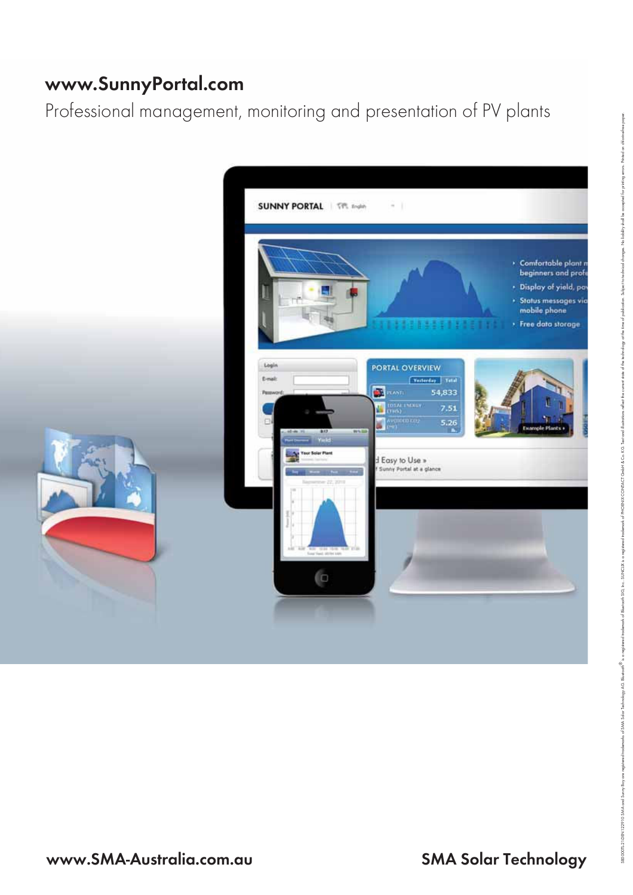## www.SunnyPortal.com

Professional management, monitoring and presentation of PV plants

www.SMA-Australia.com.au

**SMA Solar Technology**